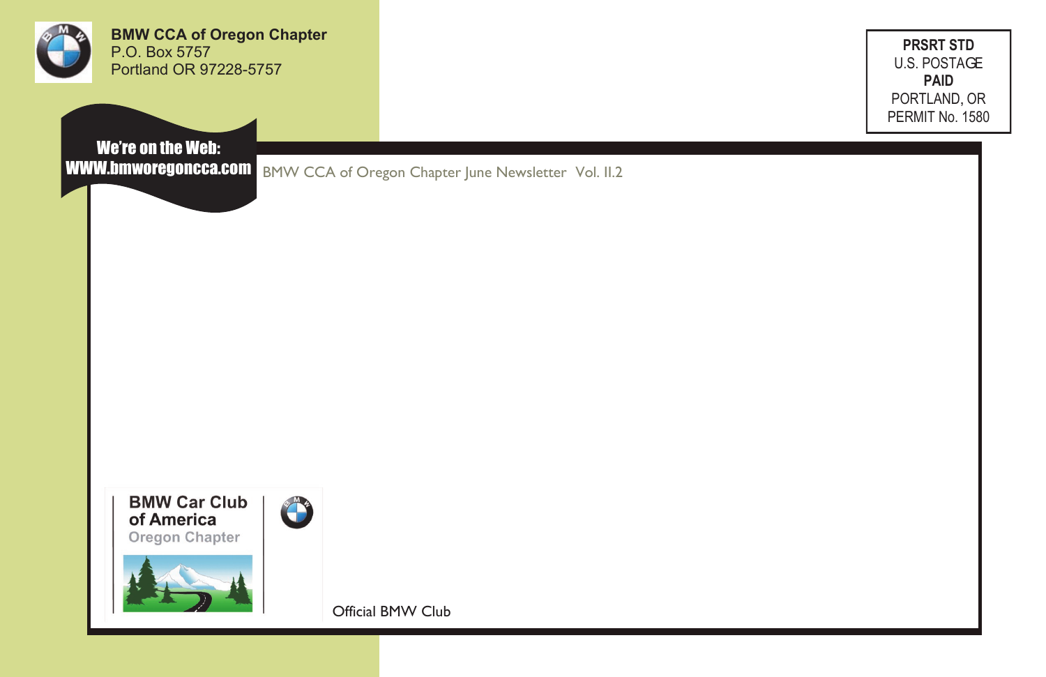**BMW CCA of Oregon Chapter**
P.O. Box 5757
Portland OR 97228-5757

PRSRT STD
U.S. POSTAGE
**PAID**
PORTLAND, OR
PERMIT No. 1580

**We're on the Web:**
**WWW.bmworegoncca.com**

BMW CCA of Oregon Chapter June Newsletter Vol. II.2

**BMW Car Club of America**
Oregon Chapter

Official BMW Club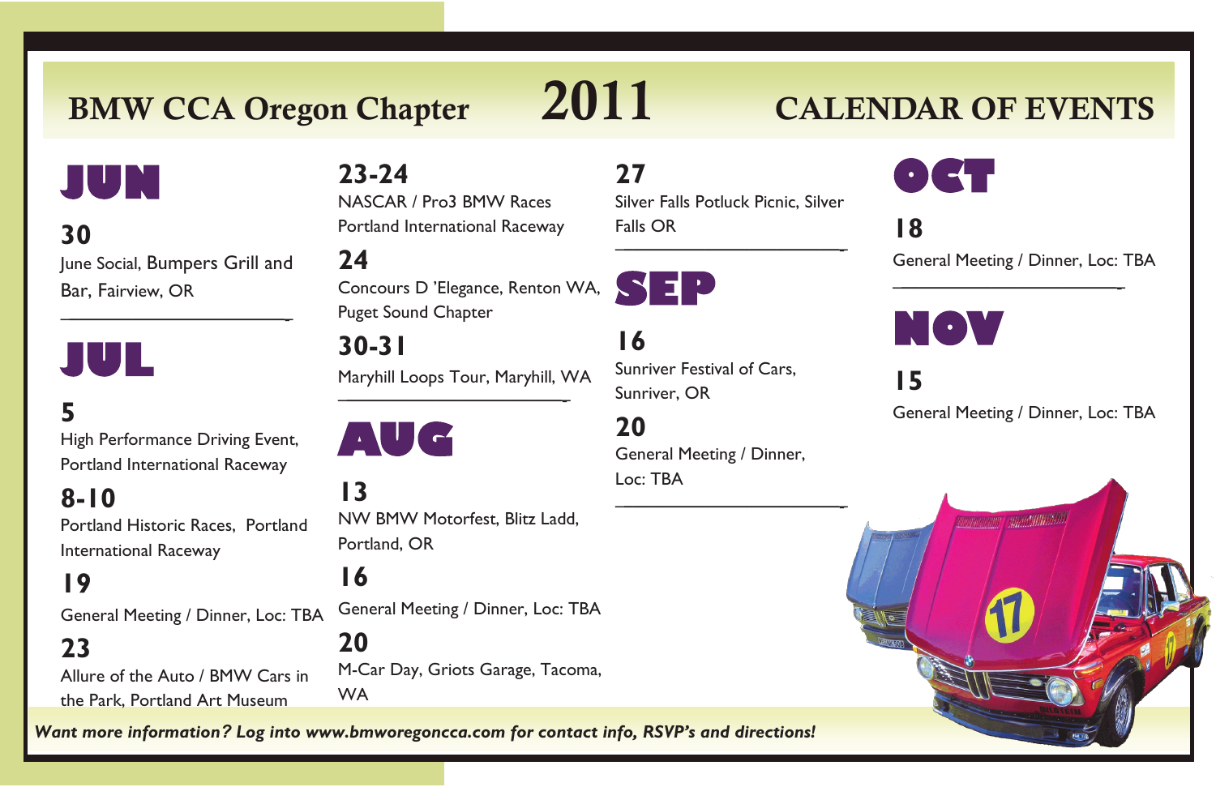# BMW CCA Oregon Chapter 2011 CALENDAR OF EVENTS

## JUN

**30**
June Social, Bumpers Grill and Bar, Fairview, OR

## JUL

**5**
High Performance Driving Event, Portland International Raceway

**8-10**
Portland Historic Races, Portland International Raceway

**19**
General Meeting / Dinner, Loc: TBA

**23**
Allure of the Auto / BMW Cars in the Park, Portland Art Museum

**23-24**
NASCAR / Pro3 BMW Races Portland International Raceway

**24**
Concours D 'Elegance, Renton WA, Puget Sound Chapter

**30-31**
Maryhill Loops Tour, Maryhill, WA

## AUG

**13**
NW BMW Motorfest, Blitz Ladd, Portland, OR

**16**
General Meeting / Dinner, Loc: TBA

**20**
M-Car Day, Griots Garage, Tacoma, WA

**27**
Silver Falls Potluck Picnic, Silver Falls OR

## SEP

**16**
Sunriver Festival of Cars, Sunriver, OR

**20**
General Meeting / Dinner, Loc: TBA

## OCT

**18**
General Meeting / Dinner, Loc: TBA

## NOV

**15**
General Meeting / Dinner, Loc: TBA

***Want more information? Log into www.bmworegoncca.com for contact info, RSVP's and directions!***